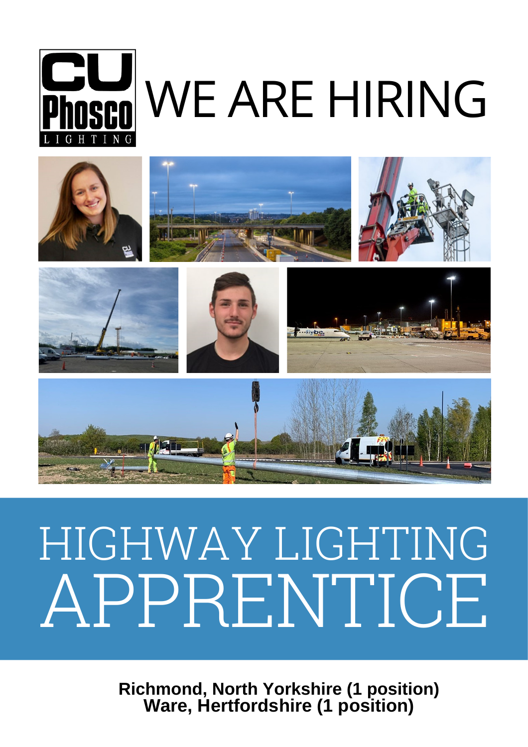# WE ARE HIRING

# HIGHWAY LIGHTING APPRENTICE

**Richmond, North Yorkshire (1 position)**
**Ware, Hertfordshire (1 position)**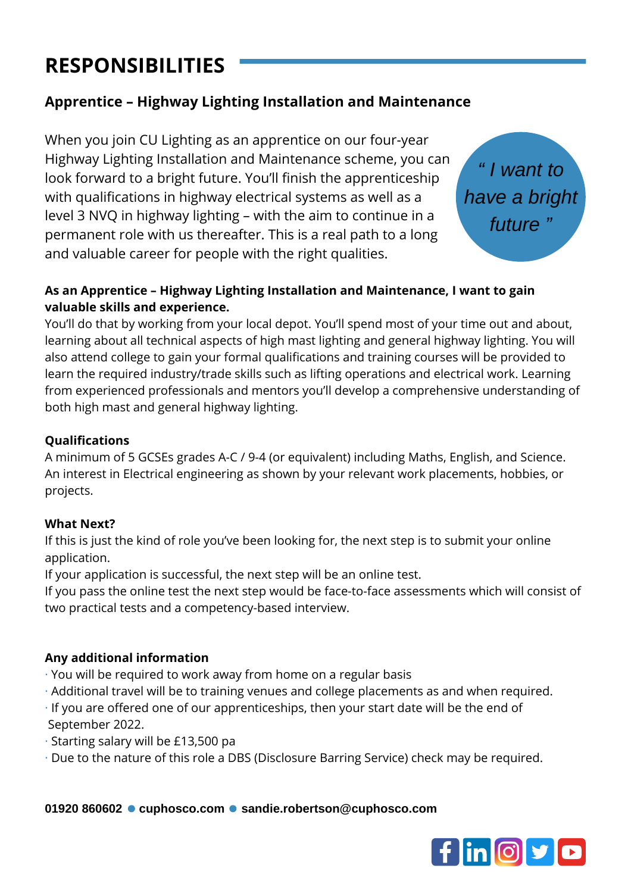# RESPONSIBILITIES

## Apprentice – Highway Lighting Installation and Maintenance

When you join CU Lighting as an apprentice on our four-year Highway Lighting Installation and Maintenance scheme, you can look forward to a bright future. You'll finish the apprenticeship with qualifications in highway electrical systems as well as a level 3 NVQ in highway lighting – with the aim to continue in a permanent role with us thereafter. This is a real path to a long and valuable career for people with the right qualities.

*" I want to have a bright future "*

**As an Apprentice – Highway Lighting Installation and Maintenance, I want to gain valuable skills and experience.**

You'll do that by working from your local depot. You'll spend most of your time out and about, learning about all technical aspects of high mast lighting and general highway lighting. You will also attend college to gain your formal qualifications and training courses will be provided to learn the required industry/trade skills such as lifting operations and electrical work. Learning from experienced professionals and mentors you'll develop a comprehensive understanding of both high mast and general highway lighting.

**Qualifications**

A minimum of 5 GCSEs grades A-C / 9-4 (or equivalent) including Maths, English, and Science. An interest in Electrical engineering as shown by your relevant work placements, hobbies, or projects.

**What Next?**

If this is just the kind of role you've been looking for, the next step is to submit your online application.

If your application is successful, the next step will be an online test.

If you pass the online test the next step would be face-to-face assessments which will consist of two practical tests and a competency-based interview.

**Any additional information**

- You will be required to work away from home on a regular basis
- Additional travel will be to training venues and college placements as and when required.
- If you are offered one of our apprenticeships, then your start date will be the end of September 2022.
- Starting salary will be £13,500 pa
- Due to the nature of this role a DBS (Disclosure Barring Service) check may be required.

**01920 860602 ● cuphosco.com ● sandie.robertson@cuphosco.com**